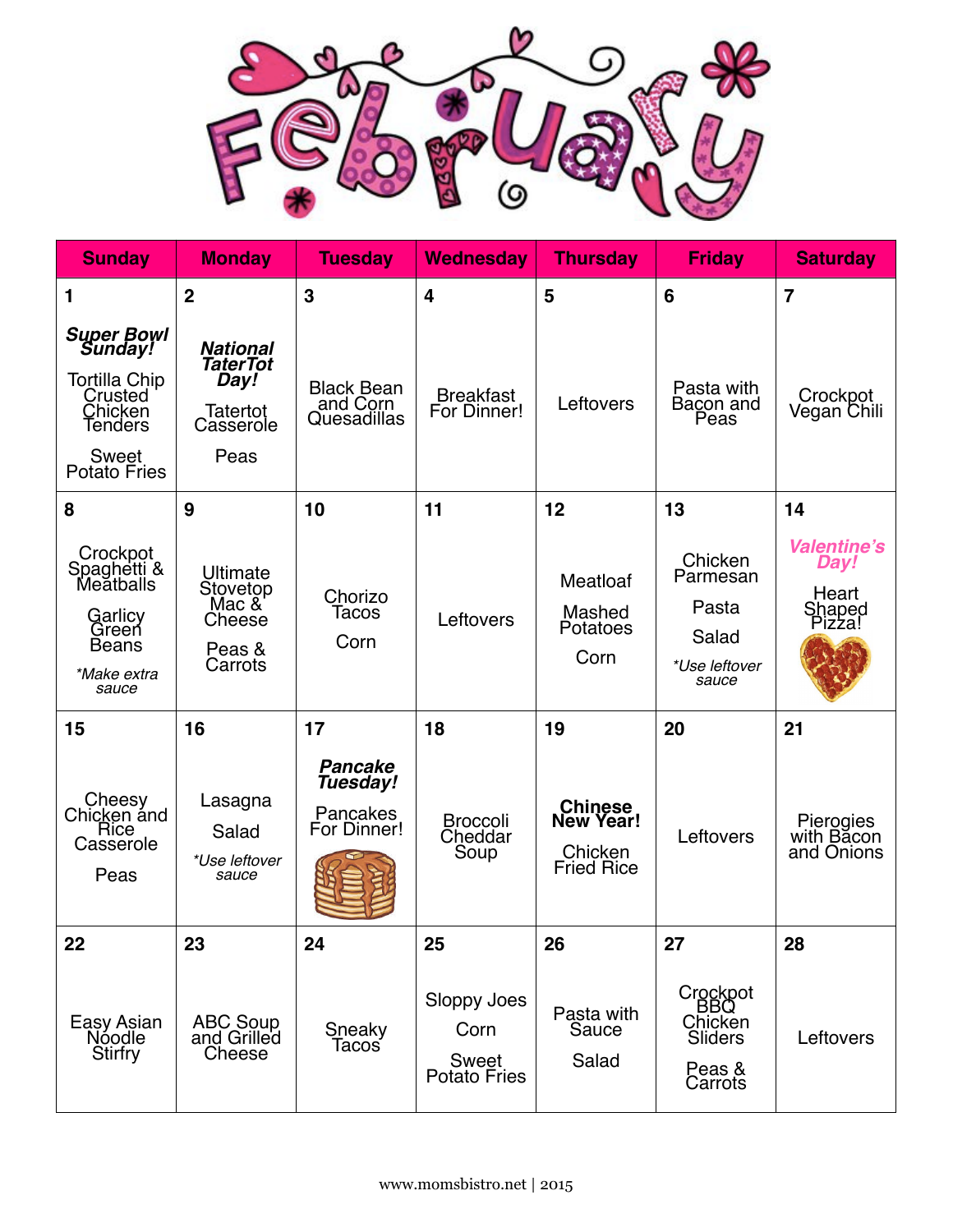# February

| Sunday | Monday | Tuesday | Wednesday | Thursday | Friday | Saturday |
|---|---|---|---|---|---|---|
| 1 ***Super Bowl Sunday!*** Tortilla Chip Crusted Chicken Tenders Sweet Potato Fries | 2 ***National TaterTot Day!*** Tatertot Casserole Peas | 3 Black Bean and Corn Quesadillas | 4 Breakfast For Dinner! | 5 Leftovers | 6 Pasta with Bacon and Peas | 7 Crockpot Vegan Chili |
| 8 Crockpot Spaghetti & Meatballs Garlicy Green Beans *\*Make extra sauce* | 9 Ultimate Stovetop Mac & Cheese Peas & Carrots | 10 Chorizo Tacos Corn | 11 Leftovers | 12 Meatloaf Mashed Potatoes Corn | 13 Chicken Parmesan Pasta Salad *\*Use leftover sauce* | 14 ***Valentine's Day!*** Heart Shaped Pizza! |
| 15 Cheesy Chicken and Rice Casserole Peas | 16 Lasagna Salad *\*Use leftover sauce* | 17 ***Pancake Tuesday!*** Pancakes For Dinner! | 18 Broccoli Cheddar Soup | 19 **Chinese New Year!** Chicken Fried Rice | 20 Leftovers | 21 Pierogies with Bacon and Onions |
| 22 Easy Asian Noodle Stirfry | 23 ABC Soup and Grilled Cheese | 24 Sneaky Tacos | 25 Sloppy Joes Corn Sweet Potato Fries | 26 Pasta with Sauce Salad | 27 Crockpot BBQ Chicken Sliders Peas & Carrots | 28 Leftovers |

www.momsbistro.net | 2015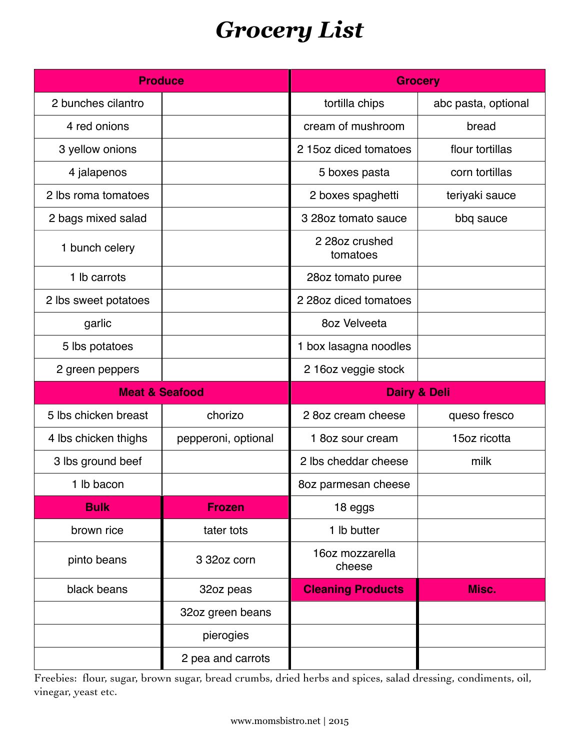# *Grocery List*

| Produce | | Grocery | |
|---|---|---|---|
| 2 bunches cilantro | | tortilla chips | abc pasta, optional |
| 4 red onions | | cream of mushroom | bread |
| 3 yellow onions | | 2 15oz diced tomatoes | flour tortillas |
| 4 jalapenos | | 5 boxes pasta | corn tortillas |
| 2 lbs roma tomatoes | | 2 boxes spaghetti | teriyaki sauce |
| 2 bags mixed salad | | 3 28oz tomato sauce | bbq sauce |
| 1 bunch celery | | 2 28oz crushed tomatoes | |
| 1 lb carrots | | 28oz tomato puree | |
| 2 lbs sweet potatoes | | 2 28oz diced tomatoes | |
| garlic | | 8oz Velveeta | |
| 5 lbs potatoes | | 1 box lasagna noodles | |
| 2 green peppers | | 2 16oz veggie stock | |
| **Meat & Seafood** | | **Dairy & Deli** | |
| 5 lbs chicken breast | chorizo | 2 8oz cream cheese | queso fresco |
| 4 lbs chicken thighs | pepperoni, optional | 1 8oz sour cream | 15oz ricotta |
| 3 lbs ground beef | | 2 lbs cheddar cheese | milk |
| 1 lb bacon | | 8oz parmesan cheese | |
| **Bulk** | **Frozen** | 18 eggs | |
| brown rice | tater tots | 1 lb butter | |
| pinto beans | 3 32oz corn | 16oz mozzarella cheese | |
| black beans | 32oz peas | **Cleaning Products** | **Misc.** |
| | 32oz green beans | | |
| | pierogies | | |
| | 2 pea and carrots | | |

Freebies: flour, sugar, brown sugar, bread crumbs, dried herbs and spices, salad dressing, condiments, oil, vinegar, yeast etc.

www.momsbistro.net | 2015